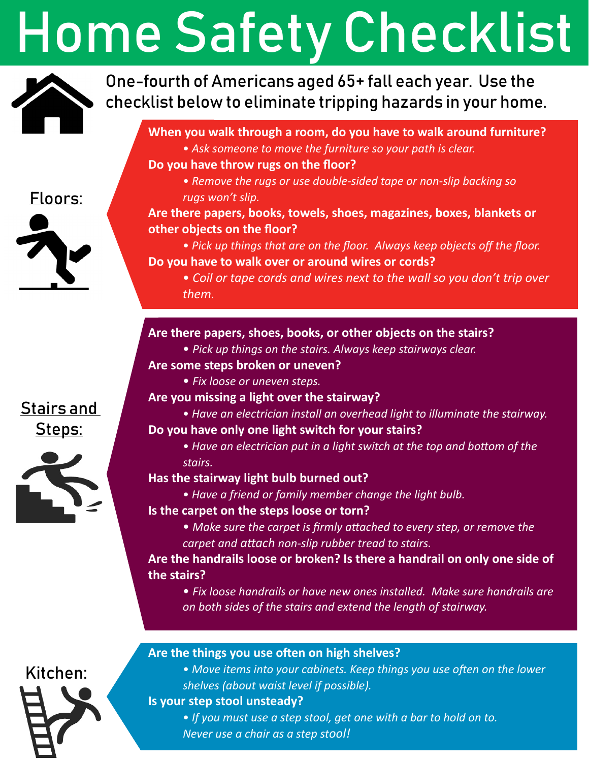# Home Safety Checklist

One-fourth of Americans aged 65+ fall each year. Use the checklist below to eliminate tripping hazards in your home.

## Floors:

**When you walk through a room, do you have to walk around furniture?**

- *Ask someone to move the furniture so your path is clear.*

**Do you have throw rugs on the floor?**

- *Remove the rugs or use double-sided tape or non-slip backing so rugs won't slip.*

**Are there papers, books, towels, shoes, magazines, boxes, blankets or other objects on the floor?**

- *Pick up things that are on the floor. Always keep objects off the floor.*

**Do you have to walk over or around wires or cords?**

- *Coil or tape cords and wires next to the wall so you don't trip over them.*

## Stairs and Steps:

**Are there papers, shoes, books, or other objects on the stairs?**

- *Pick up things on the stairs. Always keep stairways clear.*

**Are some steps broken or uneven?**

- *Fix loose or uneven steps.*

**Are you missing a light over the stairway?**

- *Have an electrician install an overhead light to illuminate the stairway.*

**Do you have only one light switch for your stairs?**

- *Have an electrician put in a light switch at the top and bottom of the stairs.*

**Has the stairway light bulb burned out?**

- *Have a friend or family member change the light bulb.*

**Is the carpet on the steps loose or torn?**

- *Make sure the carpet is firmly attached to every step, or remove the carpet and attach non-slip rubber tread to stairs.*

**Are the handrails loose or broken? Is there a handrail on only one side of the stairs?**

- *Fix loose handrails or have new ones installed. Make sure handrails are on both sides of the stairs and extend the length of stairway.*

## Kitchen:

**Are the things you use often on high shelves?**

- *Move items into your cabinets. Keep things you use often on the lower shelves (about waist level if possible).*

**Is your step stool unsteady?**

- *If you must use a step stool, get one with a bar to hold on to. Never use a chair as a step stool!*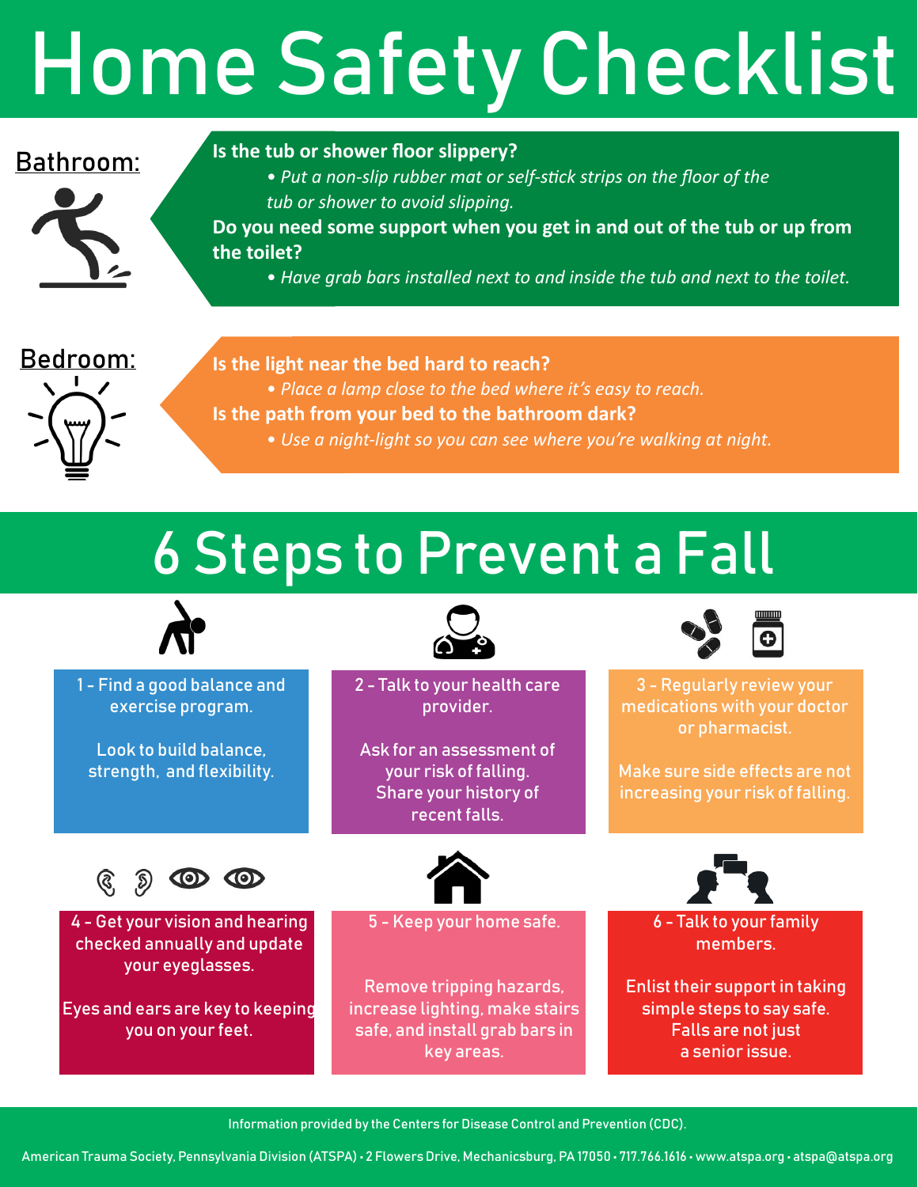# Home Safety Checklist

## Bathroom:

**Is the tub or shower floor slippery?**

- *Put a non-slip rubber mat or self-stick strips on the floor of the tub or shower to avoid slipping.*

**Do you need some support when you get in and out of the tub or up from the toilet?**

- *Have grab bars installed next to and inside the tub and next to the toilet.*

## Bedroom:

**Is the light near the bed hard to reach?**

- *Place a lamp close to the bed where it's easy to reach.*

**Is the path from your bed to the bathroom dark?**

- *Use a night-light so you can see where you're walking at night.*

# 6 Steps to Prevent a Fall

**1 - Find a good balance and exercise program.**

Look to build balance, strength, and flexibility.

**2 - Talk to your health care provider.**

Ask for an assessment of your risk of falling. Share your history of recent falls.

**3 - Regularly review your medications with your doctor or pharmacist.**

Make sure side effects are not increasing your risk of falling.

**4 - Get your vision and hearing checked annually and update your eyeglasses.**

Eyes and ears are key to keeping you on your feet.

**5 - Keep your home safe.**

Remove tripping hazards, increase lighting, make stairs safe, and install grab bars in key areas.

**6 - Talk to your family members.**

Enlist their support in taking simple steps to say safe. Falls are not just a senior issue.

Information provided by the Centers for Disease Control and Prevention (CDC).

American Trauma Society, Pennsylvania Division (ATSPA) • 2 Flowers Drive, Mechanicsburg, PA 17050 • 717.766.1616 • www.atspa.org • atspa@atspa.org